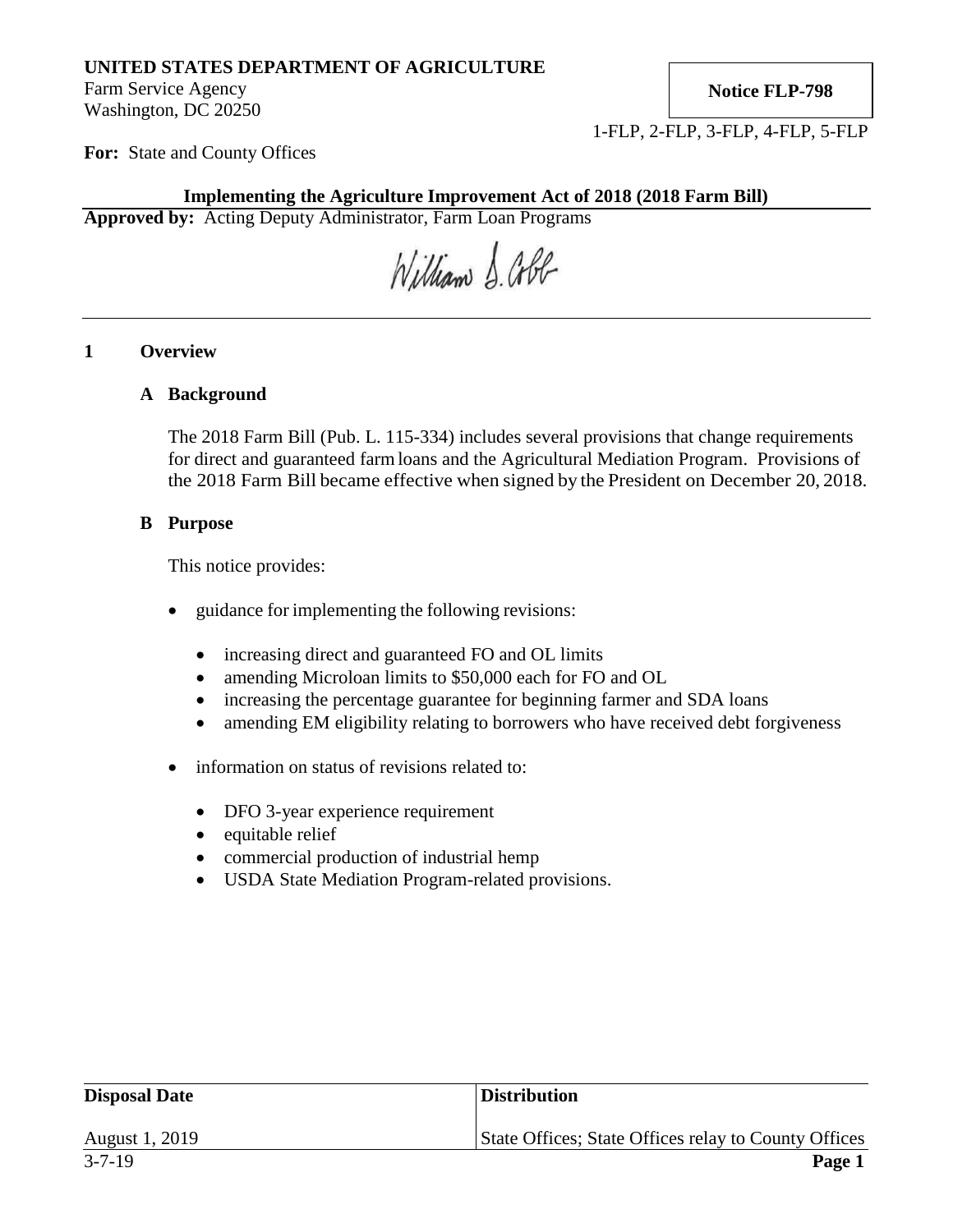**UNITED STATES DEPARTMENT OF AGRICULTURE**
Farm Service Agency
Washington, DC 20250

**Notice FLP-798**

1-FLP, 2-FLP, 3-FLP, 4-FLP, 5-FLP

**For:** State and County Offices

**Implementing the Agriculture Improvement Act of 2018 (2018 Farm Bill)**

**Approved by:** Acting Deputy Administrator, Farm Loan Programs

William D. Cobb

## 1 Overview

### A Background

The 2018 Farm Bill (Pub. L. 115-334) includes several provisions that change requirements for direct and guaranteed farm loans and the Agricultural Mediation Program. Provisions of the 2018 Farm Bill became effective when signed by the President on December 20, 2018.

### B Purpose

This notice provides:

- guidance for implementing the following revisions:
  - increasing direct and guaranteed FO and OL limits
  - amending Microloan limits to $50,000 each for FO and OL
  - increasing the percentage guarantee for beginning farmer and SDA loans
  - amending EM eligibility relating to borrowers who have received debt forgiveness
- information on status of revisions related to:
  - DFO 3-year experience requirement
  - equitable relief
  - commercial production of industrial hemp
  - USDA State Mediation Program-related provisions.

| Disposal Date | Distribution |
|---|---|
| August 1, 2019 | State Offices; State Offices relay to County Offices |

3-7-19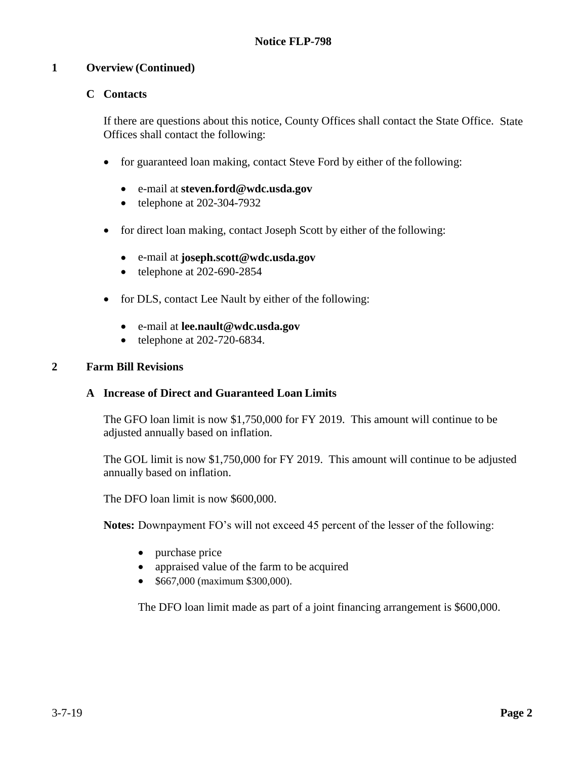**Notice FLP-798**

## 1 Overview (Continued)

### C Contacts

If there are questions about this notice, County Offices shall contact the State Office. State Offices shall contact the following:

- for guaranteed loan making, contact Steve Ford by either of the following:
  - e-mail at **steven.ford@wdc.usda.gov**
  - telephone at 202-304-7932
- for direct loan making, contact Joseph Scott by either of the following:
  - e-mail at **joseph.scott@wdc.usda.gov**
  - telephone at 202-690-2854
- for DLS, contact Lee Nault by either of the following:
  - e-mail at **lee.nault@wdc.usda.gov**
  - telephone at 202-720-6834.

## 2 Farm Bill Revisions

### A Increase of Direct and Guaranteed Loan Limits

The GFO loan limit is now $1,750,000 for FY 2019. This amount will continue to be adjusted annually based on inflation.

The GOL limit is now $1,750,000 for FY 2019. This amount will continue to be adjusted annually based on inflation.

The DFO loan limit is now $600,000.

**Notes:** Downpayment FO's will not exceed 45 percent of the lesser of the following:

- purchase price
- appraised value of the farm to be acquired
- $667,000 (maximum $300,000).

The DFO loan limit made as part of a joint financing arrangement is $600,000.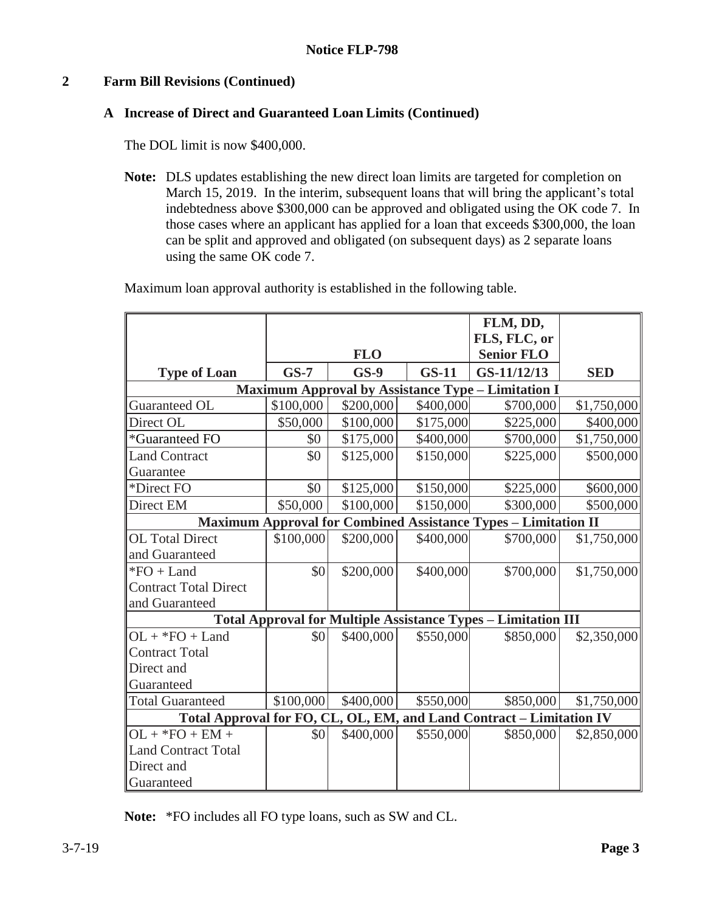## 2 Farm Bill Revisions (Continued)

### A Increase of Direct and Guaranteed Loan Limits (Continued)

The DOL limit is now $400,000.

**Note:** DLS updates establishing the new direct loan limits are targeted for completion on March 15, 2019. In the interim, subsequent loans that will bring the applicant's total indebtedness above $300,000 can be approved and obligated using the OK code 7. In those cases where an applicant has applied for a loan that exceeds $300,000, the loan can be split and approved and obligated (on subsequent days) as 2 separate loans using the same OK code 7.

Maximum loan approval authority is established in the following table.

| | FLO | | | FLM, DD, FLS, FLC, or Senior FLO | |
|---|---|---|---|---|---|
| **Type of Loan** | **GS-7** | **GS-9** | **GS-11** | **GS-11/12/13** | **SED** |
| **Maximum Approval by Assistance Type – Limitation I** | | | | | |
| Guaranteed OL | $100,000 | $200,000 | $400,000 | $700,000 | $1,750,000 |
| Direct OL | $50,000 | $100,000 | $175,000 | $225,000 | $400,000 |
| *Guaranteed FO | $0 | $175,000 | $400,000 | $700,000 | $1,750,000 |
| Land Contract Guarantee | $0 | $125,000 | $150,000 | $225,000 | $500,000 |
| *Direct FO | $0 | $125,000 | $150,000 | $225,000 | $600,000 |
| Direct EM | $50,000 | $100,000 | $150,000 | $300,000 | $500,000 |
| **Maximum Approval for Combined Assistance Types – Limitation II** | | | | | |
| OL Total Direct and Guaranteed | $100,000 | $200,000 | $400,000 | $700,000 | $1,750,000 |
| *FO + Land Contract Total Direct and Guaranteed | $0 | $200,000 | $400,000 | $700,000 | $1,750,000 |
| **Total Approval for Multiple Assistance Types – Limitation III** | | | | | |
| OL + *FO + Land Contract Total Direct and Guaranteed | $0 | $400,000 | $550,000 | $850,000 | $2,350,000 |
| Total Guaranteed | $100,000 | $400,000 | $550,000 | $850,000 | $1,750,000 |
| **Total Approval for FO, CL, OL, EM, and Land Contract – Limitation IV** | | | | | |
| OL + *FO + EM + Land Contract Total Direct and Guaranteed | $0 | $400,000 | $550,000 | $850,000 | $2,850,000 |

**Note:** *FO includes all FO type loans, such as SW and CL.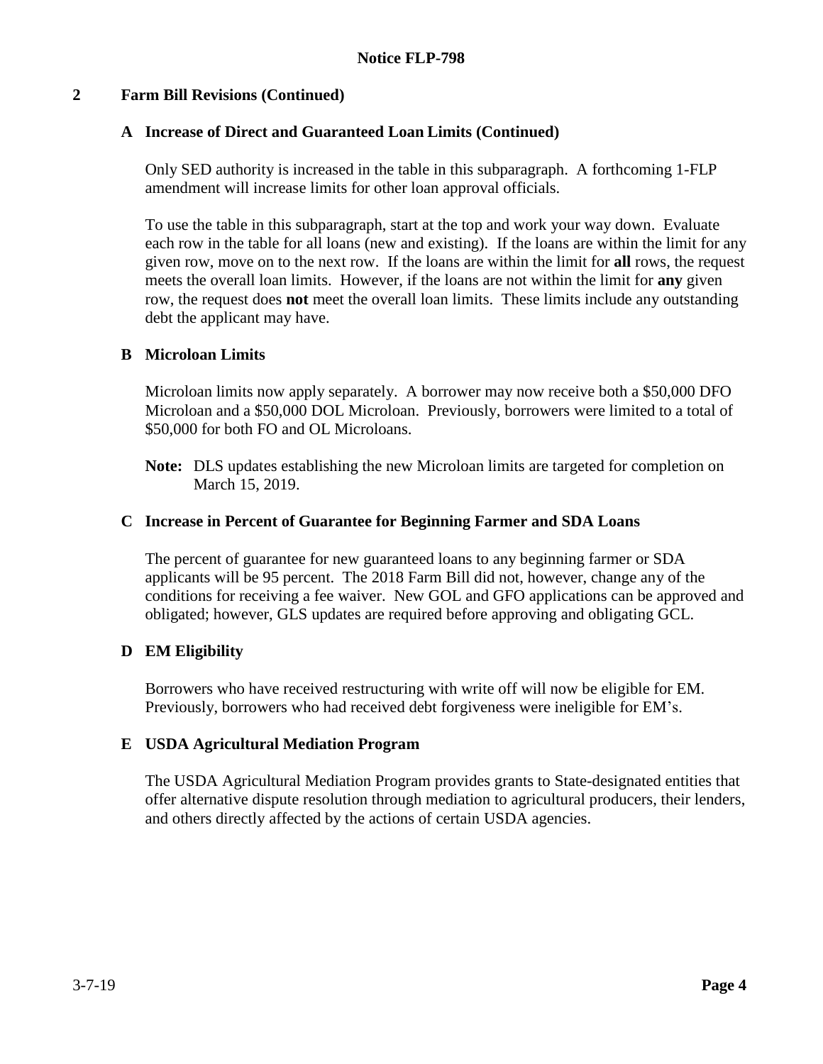## 2 Farm Bill Revisions (Continued)

### A Increase of Direct and Guaranteed Loan Limits (Continued)

Only SED authority is increased in the table in this subparagraph. A forthcoming 1-FLP amendment will increase limits for other loan approval officials.

To use the table in this subparagraph, start at the top and work your way down. Evaluate each row in the table for all loans (new and existing). If the loans are within the limit for any given row, move on to the next row. If the loans are within the limit for **all** rows, the request meets the overall loan limits. However, if the loans are not within the limit for **any** given row, the request does **not** meet the overall loan limits. These limits include any outstanding debt the applicant may have.

### B Microloan Limits

Microloan limits now apply separately. A borrower may now receive both a $50,000 DFO Microloan and a $50,000 DOL Microloan. Previously, borrowers were limited to a total of $50,000 for both FO and OL Microloans.

**Note:** DLS updates establishing the new Microloan limits are targeted for completion on March 15, 2019.

### C Increase in Percent of Guarantee for Beginning Farmer and SDA Loans

The percent of guarantee for new guaranteed loans to any beginning farmer or SDA applicants will be 95 percent. The 2018 Farm Bill did not, however, change any of the conditions for receiving a fee waiver. New GOL and GFO applications can be approved and obligated; however, GLS updates are required before approving and obligating GCL.

### D EM Eligibility

Borrowers who have received restructuring with write off will now be eligible for EM. Previously, borrowers who had received debt forgiveness were ineligible for EM's.

### E USDA Agricultural Mediation Program

The USDA Agricultural Mediation Program provides grants to State-designated entities that offer alternative dispute resolution through mediation to agricultural producers, their lenders, and others directly affected by the actions of certain USDA agencies.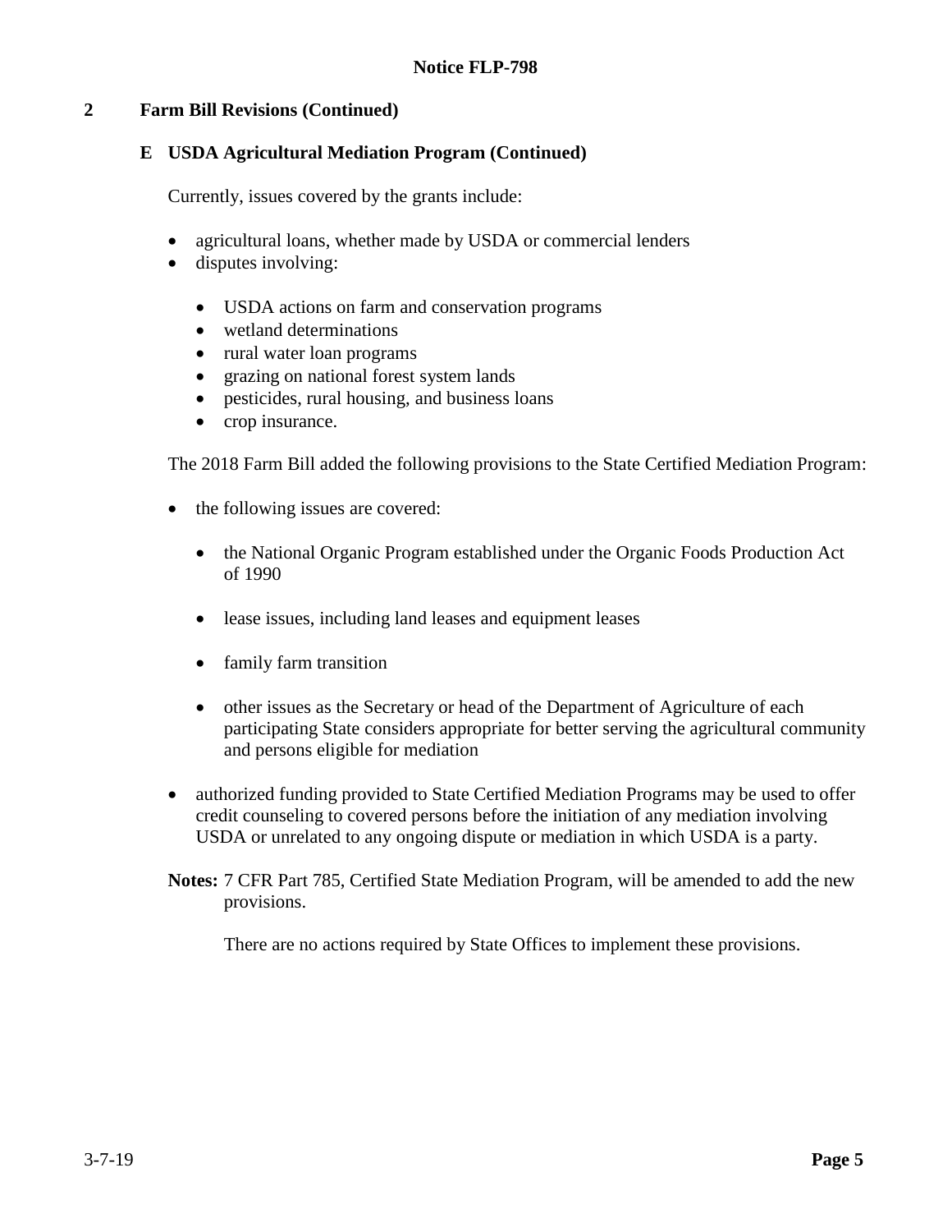## 2 Farm Bill Revisions (Continued)

### E USDA Agricultural Mediation Program (Continued)

Currently, issues covered by the grants include:

- agricultural loans, whether made by USDA or commercial lenders
- disputes involving:
  - USDA actions on farm and conservation programs
  - wetland determinations
  - rural water loan programs
  - grazing on national forest system lands
  - pesticides, rural housing, and business loans
  - crop insurance.

The 2018 Farm Bill added the following provisions to the State Certified Mediation Program:

- the following issues are covered:
  - the National Organic Program established under the Organic Foods Production Act of 1990
  - lease issues, including land leases and equipment leases
  - family farm transition
  - other issues as the Secretary or head of the Department of Agriculture of each participating State considers appropriate for better serving the agricultural community and persons eligible for mediation
- authorized funding provided to State Certified Mediation Programs may be used to offer credit counseling to covered persons before the initiation of any mediation involving USDA or unrelated to any ongoing dispute or mediation in which USDA is a party.

**Notes:** 7 CFR Part 785, Certified State Mediation Program, will be amended to add the new provisions.

There are no actions required by State Offices to implement these provisions.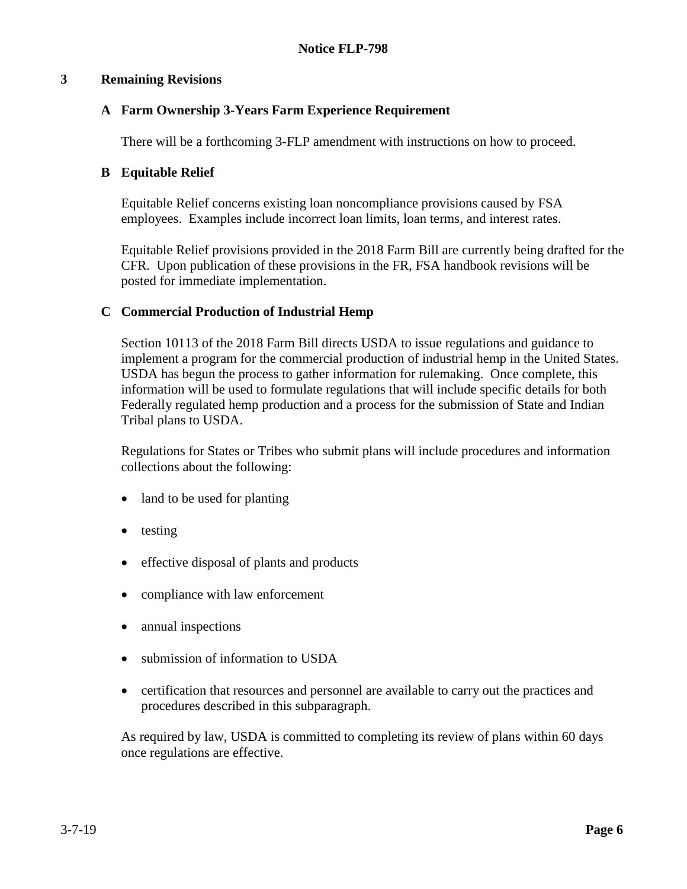## 3 Remaining Revisions

### A Farm Ownership 3-Years Farm Experience Requirement

There will be a forthcoming 3-FLP amendment with instructions on how to proceed.

### B Equitable Relief

Equitable Relief concerns existing loan noncompliance provisions caused by FSA employees. Examples include incorrect loan limits, loan terms, and interest rates.

Equitable Relief provisions provided in the 2018 Farm Bill are currently being drafted for the CFR. Upon publication of these provisions in the FR, FSA handbook revisions will be posted for immediate implementation.

### C Commercial Production of Industrial Hemp

Section 10113 of the 2018 Farm Bill directs USDA to issue regulations and guidance to implement a program for the commercial production of industrial hemp in the United States. USDA has begun the process to gather information for rulemaking. Once complete, this information will be used to formulate regulations that will include specific details for both Federally regulated hemp production and a process for the submission of State and Indian Tribal plans to USDA.

Regulations for States or Tribes who submit plans will include procedures and information collections about the following:

- land to be used for planting
- testing
- effective disposal of plants and products
- compliance with law enforcement
- annual inspections
- submission of information to USDA
- certification that resources and personnel are available to carry out the practices and procedures described in this subparagraph.

As required by law, USDA is committed to completing its review of plans within 60 days once regulations are effective.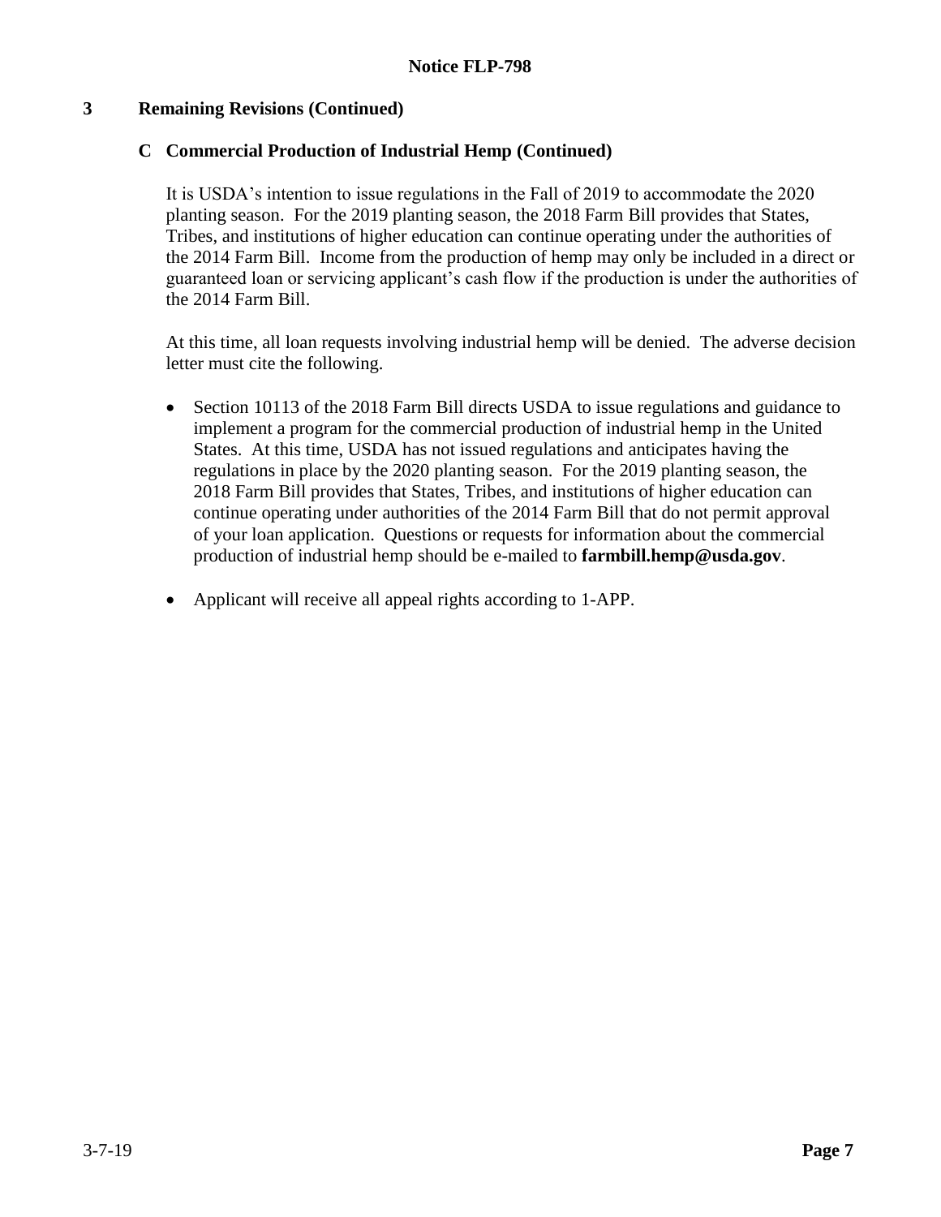## 3 Remaining Revisions (Continued)

### C Commercial Production of Industrial Hemp (Continued)

It is USDA's intention to issue regulations in the Fall of 2019 to accommodate the 2020 planting season. For the 2019 planting season, the 2018 Farm Bill provides that States, Tribes, and institutions of higher education can continue operating under the authorities of the 2014 Farm Bill. Income from the production of hemp may only be included in a direct or guaranteed loan or servicing applicant's cash flow if the production is under the authorities of the 2014 Farm Bill.

At this time, all loan requests involving industrial hemp will be denied. The adverse decision letter must cite the following.

- Section 10113 of the 2018 Farm Bill directs USDA to issue regulations and guidance to implement a program for the commercial production of industrial hemp in the United States. At this time, USDA has not issued regulations and anticipates having the regulations in place by the 2020 planting season. For the 2019 planting season, the 2018 Farm Bill provides that States, Tribes, and institutions of higher education can continue operating under authorities of the 2014 Farm Bill that do not permit approval of your loan application. Questions or requests for information about the commercial production of industrial hemp should be e-mailed to **farmbill.hemp@usda.gov**.
- Applicant will receive all appeal rights according to 1-APP.